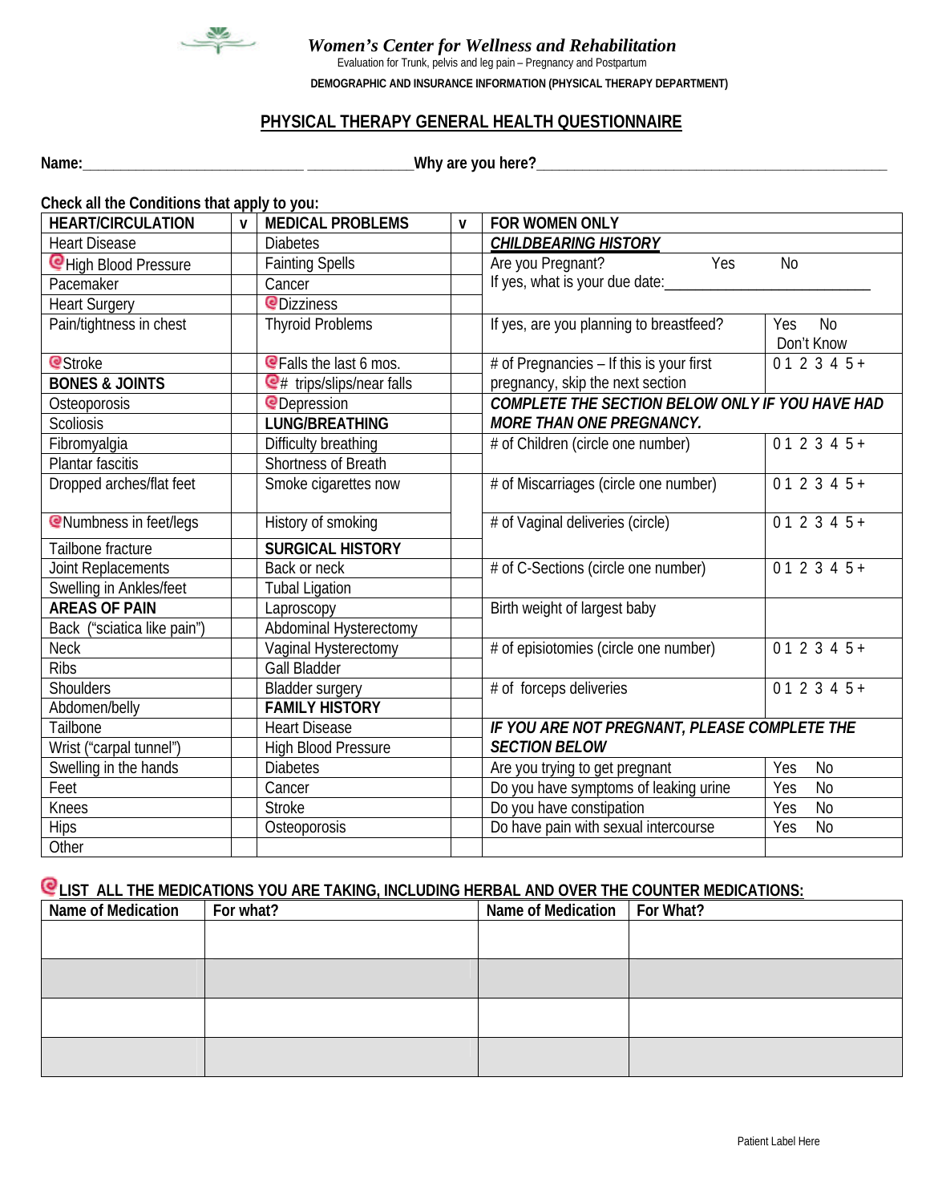# Women's Center for Wellness and Rehabilitation

Evaluation for Trunk, pelvis and leg pain – Pregnancy and Postpartum

**DEMOGRAPHIC AND INSURANCE INFORMATION (PHYSICAL THERAPY DEPARTMENT)**

## PHYSICAL THERAPY GENERAL HEALTH QUESTIONNAIRE

**Name:**_____________________________ ______________**Why are you here?**______________________________________________

**Check all the Conditions that apply to you:**

| HEART/CIRCULATION | v | MEDICAL PROBLEMS | v | FOR WOMEN ONLY | |
|---|---|---|---|---|---|
| Heart Disease | | Diabetes | | ***CHILDBEARING HISTORY*** | |
| High Blood Pressure | | Fainting Spells | | Are you Pregnant? Yes No | |
| Pacemaker | | Cancer | | If yes, what is your due date:____________________________ | |
| Heart Surgery | | Dizziness | | | |
| Pain/tightness in chest | | Thyroid Problems | | If yes, are you planning to breastfeed? | Yes No Don't Know |
| Stroke | | Falls the last 6 mos. | | # of Pregnancies – If this is your first pregnancy, skip the next section | 0 1 2 3 4 5 + |
| **BONES & JOINTS** | | # trips/slips/near falls | | | |
| Osteoporosis | | Depression | | ***COMPLETE THE SECTION BELOW ONLY IF YOU HAVE HAD MORE THAN ONE PREGNANCY.*** | |
| Scoliosis | | **LUNG/BREATHING** | | | |
| Fibromyalgia | | Difficulty breathing | | # of Children (circle one number) | 0 1 2 3 4 5 + |
| Plantar fascitis | | Shortness of Breath | | | |
| Dropped arches/flat feet | | Smoke cigarettes now | | # of Miscarriages (circle one number) | 0 1 2 3 4 5 + |
| Numbness in feet/legs | | History of smoking | | # of Vaginal deliveries (circle) | 0 1 2 3 4 5 + |
| Tailbone fracture | | **SURGICAL HISTORY** | | | |
| Joint Replacements | | Back or neck | | # of C-Sections (circle one number) | 0 1 2 3 4 5 + |
| Swelling in Ankles/feet | | Tubal Ligation | | | |
| **AREAS OF PAIN** | | Laproscopy | | Birth weight of largest baby | |
| Back ("sciatica like pain") | | Abdominal Hysterectomy | | | |
| Neck | | Vaginal Hysterectomy | | # of episiotomies (circle one number) | 0 1 2 3 4 5 + |
| Ribs | | Gall Bladder | | | |
| Shoulders | | Bladder surgery | | # of forceps deliveries | 0 1 2 3 4 5 + |
| Abdomen/belly | | **FAMILY HISTORY** | | | |
| Tailbone | | Heart Disease | | ***IF YOU ARE NOT PREGNANT, PLEASE COMPLETE THE SECTION BELOW*** | |
| Wrist ("carpal tunnel") | | High Blood Pressure | | | |
| Swelling in the hands | | Diabetes | | Are you trying to get pregnant | Yes No |
| Feet | | Cancer | | Do you have symptoms of leaking urine | Yes No |
| Knees | | Stroke | | Do you have constipation | Yes No |
| Hips | | Osteoporosis | | Do have pain with sexual intercourse | Yes No |
| Other | | | | | |

**LIST ALL THE MEDICATIONS YOU ARE TAKING, INCLUDING HERBAL AND OVER THE COUNTER MEDICATIONS:**

| Name of Medication | For what? | Name of Medication | For What? |
|---|---|---|---|
| | | | |
| | | | |
| | | | |
| | | | |

Patient Label Here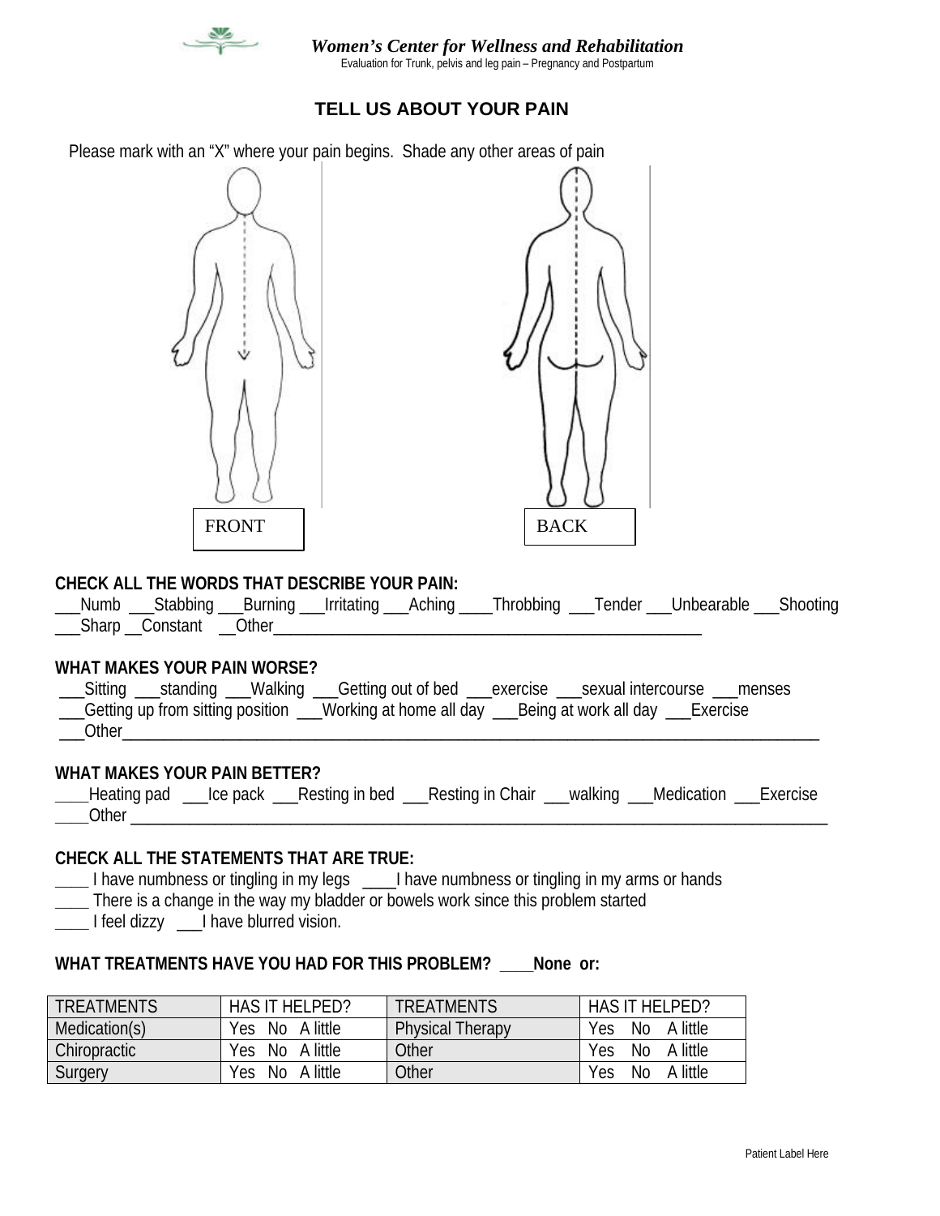*Women's Center for Wellness and Rehabilitation*

Evaluation for Trunk, pelvis and leg pain – Pregnancy and Postpartum

## TELL US ABOUT YOUR PAIN

Please mark with an "X" where your pain begins. Shade any other areas of pain

FRONT

BACK

**CHECK ALL THE WORDS THAT DESCRIBE YOUR PAIN:**

___Numb ___Stabbing ___Burning ___Irritating ___Aching ____Throbbing ___Tender ___Unbearable ___Shooting ___Sharp __Constant __Other_______________________________________________

**WHAT MAKES YOUR PAIN WORSE?**

___Sitting ___standing ___Walking ___Getting out of bed ___exercise ___sexual intercourse ___menses ___Getting up from sitting position ___Working at home all day ___Being at work all day ___Exercise ___Other_______________________________________________________________________________

**WHAT MAKES YOUR PAIN BETTER?**

____Heating pad ___Ice pack ___Resting in bed ___Resting in Chair ___walking ___Medication ___Exercise ____Other ________________________________________________________________________________

**CHECK ALL THE STATEMENTS THAT ARE TRUE:**

____ I have numbness or tingling in my legs ____I have numbness or tingling in my arms or hands

____ There is a change in the way my bladder or bowels work since this problem started

____ I feel dizzy ___I have blurred vision.

**WHAT TREATMENTS HAVE YOU HAD FOR THIS PROBLEM? ____None or:**

| TREATMENTS | HAS IT HELPED? | TREATMENTS | HAS IT HELPED? |
|---|---|---|---|
| Medication(s) | Yes No A little | Physical Therapy | Yes No A little |
| Chiropractic | Yes No A little | Other | Yes No A little |
| Surgery | Yes No A little | Other | Yes No A little |

Patient Label Here